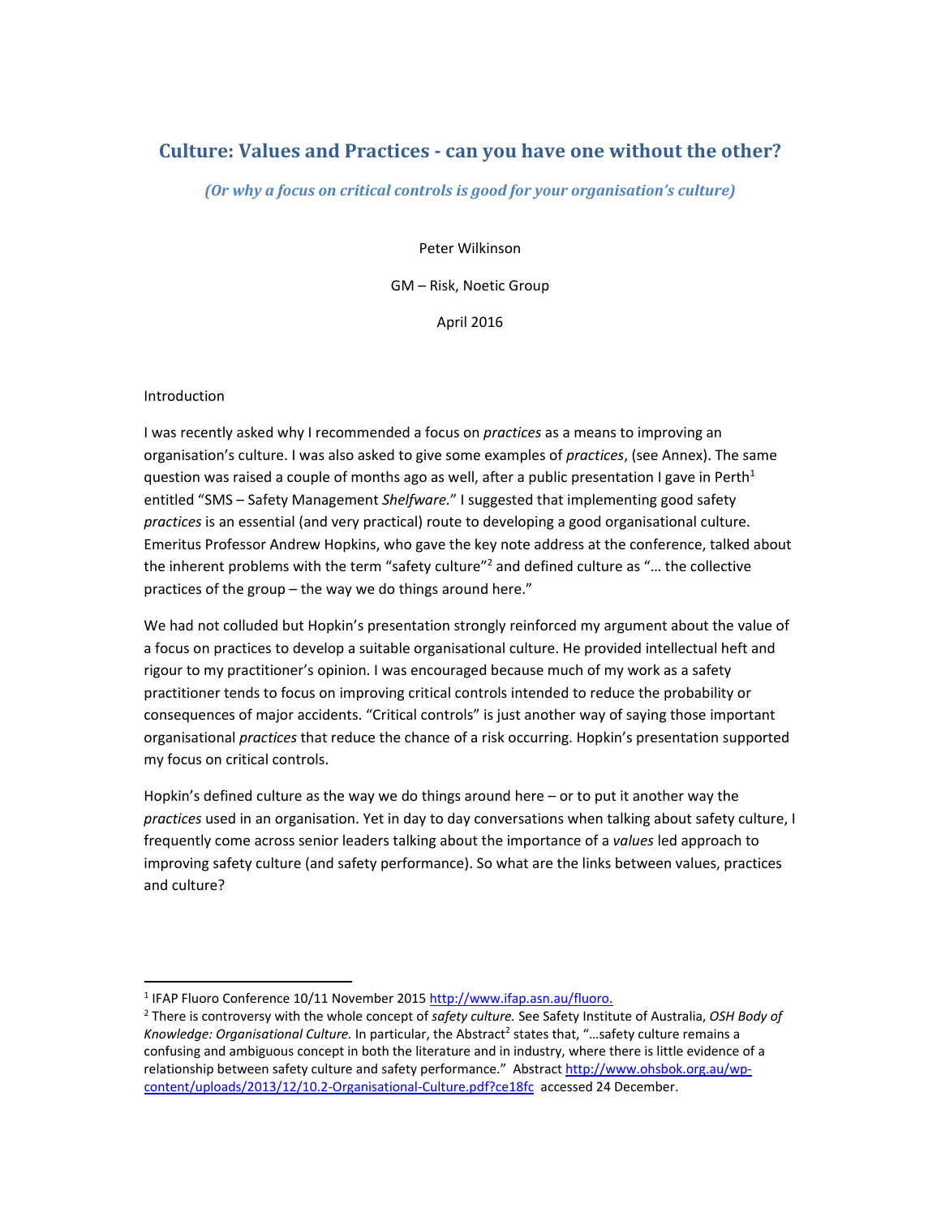# Culture: Values and Practices - can you have one without the other?

*(Or why a focus on critical controls is good for your organisation's culture)*

Peter Wilkinson

GM – Risk, Noetic Group

April 2016

## Introduction

I was recently asked why I recommended a focus on *practices* as a means to improving an organisation's culture. I was also asked to give some examples of *practices*, (see Annex). The same question was raised a couple of months ago as well, after a public presentation I gave in Perth[1] entitled "SMS – Safety Management *Shelfware.*" I suggested that implementing good safety *practices* is an essential (and very practical) route to developing a good organisational culture. Emeritus Professor Andrew Hopkins, who gave the key note address at the conference, talked about the inherent problems with the term "safety culture"[2] and defined culture as "… the collective practices of the group – the way we do things around here."

We had not colluded but Hopkin's presentation strongly reinforced my argument about the value of a focus on practices to develop a suitable organisational culture. He provided intellectual heft and rigour to my practitioner's opinion. I was encouraged because much of my work as a safety practitioner tends to focus on improving critical controls intended to reduce the probability or consequences of major accidents. "Critical controls" is just another way of saying those important organisational *practices* that reduce the chance of a risk occurring. Hopkin's presentation supported my focus on critical controls.

Hopkin's defined culture as the way we do things around here – or to put it another way the *practices* used in an organisation. Yet in day to day conversations when talking about safety culture, I frequently come across senior leaders talking about the importance of a *values* led approach to improving safety culture (and safety performance). So what are the links between values, practices and culture?

---

[1] IFAP Fluoro Conference 10/11 November 2015 http://www.ifap.asn.au/fluoro.

[2] There is controversy with the whole concept of *safety culture.* See Safety Institute of Australia, *OSH Body of Knowledge: Organisational Culture.* In particular, the Abstract[2] states that, "…safety culture remains a confusing and ambiguous concept in both the literature and in industry, where there is little evidence of a relationship between safety culture and safety performance." Abstract http://www.ohsbok.org.au/wp-content/uploads/2013/12/10.2-Organisational-Culture.pdf?ce18fc accessed 24 December.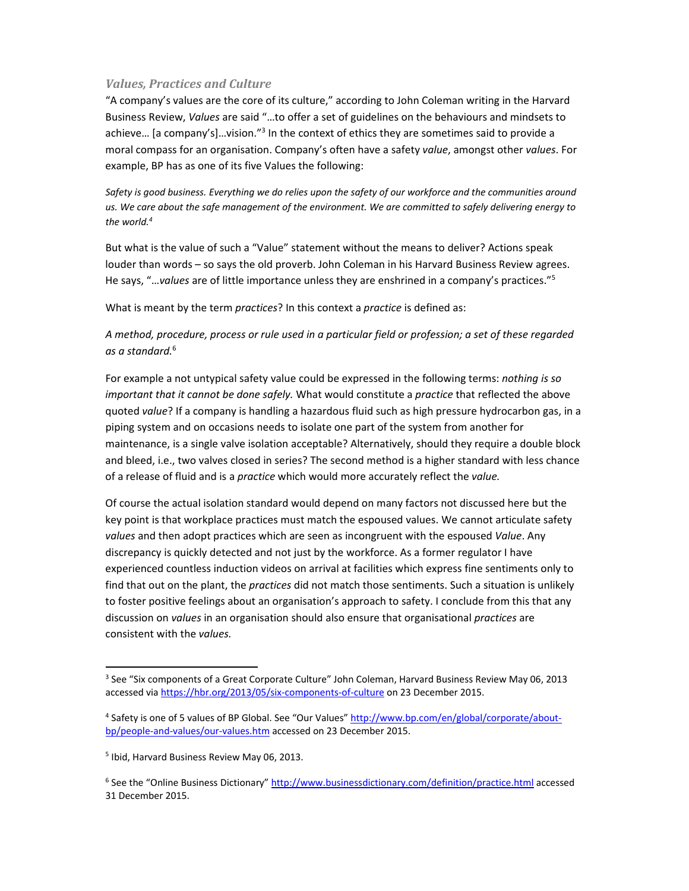### *Values, Practices and Culture*

"A company's values are the core of its culture," according to John Coleman writing in the Harvard Business Review, *Values* are said "…to offer a set of guidelines on the behaviours and mindsets to achieve… [a company's]…vision."[3] In the context of ethics they are sometimes said to provide a moral compass for an organisation. Company's often have a safety *value*, amongst other *values*. For example, BP has as one of its five Values the following:

*Safety is good business. Everything we do relies upon the safety of our workforce and the communities around us. We care about the safe management of the environment. We are committed to safely delivering energy to the world.*[4]

But what is the value of such a "Value" statement without the means to deliver? Actions speak louder than words – so says the old proverb. John Coleman in his Harvard Business Review agrees. He says, "…*values* are of little importance unless they are enshrined in a company's practices."[5]

What is meant by the term *practices*? In this context a *practice* is defined as:

*A method, procedure, process or rule used in a particular field or profession; a set of these regarded as a standard.*[6]

For example a not untypical safety value could be expressed in the following terms: *nothing is so important that it cannot be done safely.* What would constitute a *practice* that reflected the above quoted *value*? If a company is handling a hazardous fluid such as high pressure hydrocarbon gas, in a piping system and on occasions needs to isolate one part of the system from another for maintenance, is a single valve isolation acceptable? Alternatively, should they require a double block and bleed, i.e., two valves closed in series? The second method is a higher standard with less chance of a release of fluid and is a *practice* which would more accurately reflect the *value.*

Of course the actual isolation standard would depend on many factors not discussed here but the key point is that workplace practices must match the espoused values. We cannot articulate safety *values* and then adopt practices which are seen as incongruent with the espoused *Value*. Any discrepancy is quickly detected and not just by the workforce. As a former regulator I have experienced countless induction videos on arrival at facilities which express fine sentiments only to find that out on the plant, the *practices* did not match those sentiments. Such a situation is unlikely to foster positive feelings about an organisation's approach to safety. I conclude from this that any discussion on *values* in an organisation should also ensure that organisational *practices* are consistent with the *values.*

---

[3] See "Six components of a Great Corporate Culture" John Coleman, Harvard Business Review May 06, 2013 accessed via https://hbr.org/2013/05/six-components-of-culture on 23 December 2015.

[4] Safety is one of 5 values of BP Global. See "Our Values" http://www.bp.com/en/global/corporate/about-bp/people-and-values/our-values.htm accessed on 23 December 2015.

[5] Ibid, Harvard Business Review May 06, 2013.

[6] See the "Online Business Dictionary" http://www.businessdictionary.com/definition/practice.html accessed 31 December 2015.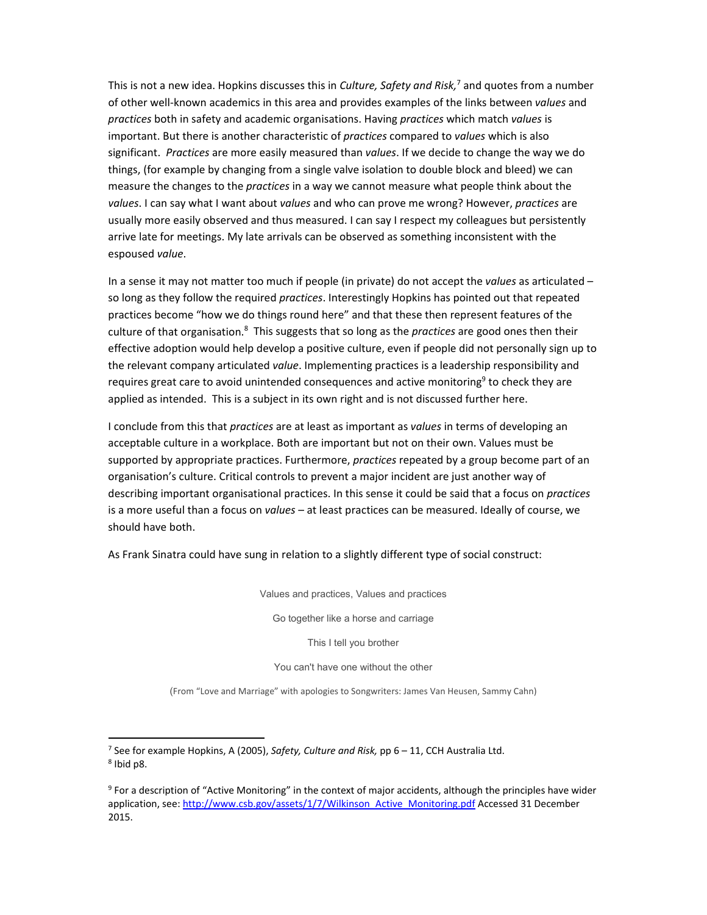This is not a new idea. Hopkins discusses this in *Culture, Safety and Risk,*[7] and quotes from a number of other well-known academics in this area and provides examples of the links between *values* and *practices* both in safety and academic organisations. Having *practices* which match *values* is important. But there is another characteristic of *practices* compared to *values* which is also significant. *Practices* are more easily measured than *values*. If we decide to change the way we do things, (for example by changing from a single valve isolation to double block and bleed) we can measure the changes to the *practices* in a way we cannot measure what people think about the *values*. I can say what I want about *values* and who can prove me wrong? However, *practices* are usually more easily observed and thus measured. I can say I respect my colleagues but persistently arrive late for meetings. My late arrivals can be observed as something inconsistent with the espoused *value*.

In a sense it may not matter too much if people (in private) do not accept the *values* as articulated – so long as they follow the required *practices*. Interestingly Hopkins has pointed out that repeated practices become "how we do things round here" and that these then represent features of the culture of that organisation.[8] This suggests that so long as the *practices* are good ones then their effective adoption would help develop a positive culture, even if people did not personally sign up to the relevant company articulated *value*. Implementing practices is a leadership responsibility and requires great care to avoid unintended consequences and active monitoring[9] to check they are applied as intended. This is a subject in its own right and is not discussed further here.

I conclude from this that *practices* are at least as important as *values* in terms of developing an acceptable culture in a workplace. Both are important but not on their own. Values must be supported by appropriate practices. Furthermore, *practices* repeated by a group become part of an organisation's culture. Critical controls to prevent a major incident are just another way of describing important organisational practices. In this sense it could be said that a focus on *practices* is a more useful than a focus on *values* – at least practices can be measured. Ideally of course, we should have both.

As Frank Sinatra could have sung in relation to a slightly different type of social construct:

Values and practices, Values and practices

Go together like a horse and carriage

This I tell you brother

You can't have one without the other

(From "Love and Marriage" with apologies to Songwriters: James Van Heusen, Sammy Cahn)

---

[7] See for example Hopkins, A (2005), *Safety, Culture and Risk,* pp 6 – 11, CCH Australia Ltd.

[8] Ibid p8.

[9] For a description of "Active Monitoring" in the context of major accidents, although the principles have wider application, see: http://www.csb.gov/assets/1/7/Wilkinson_Active_Monitoring.pdf Accessed 31 December 2015.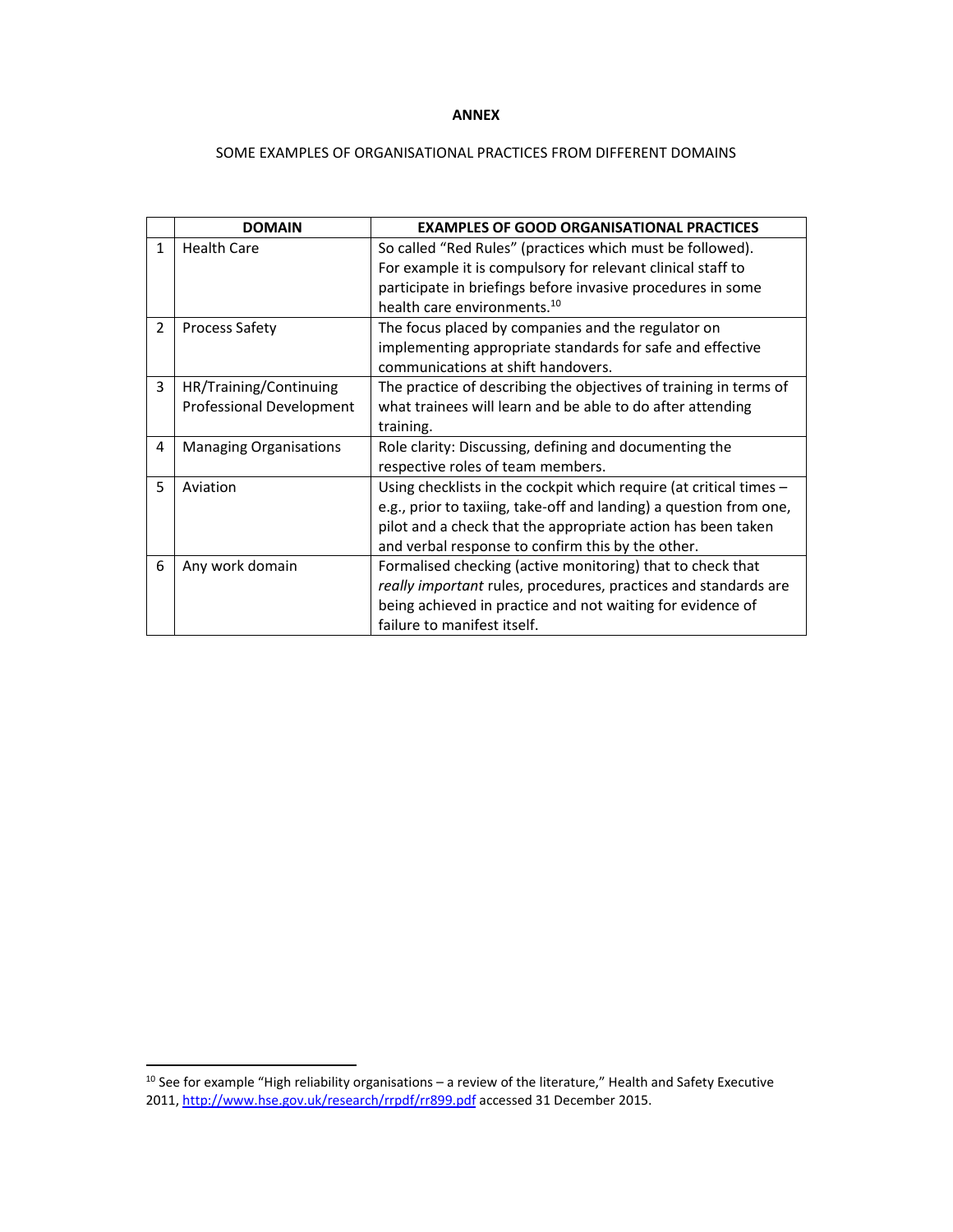**ANNEX**

SOME EXAMPLES OF ORGANISATIONAL PRACTICES FROM DIFFERENT DOMAINS

| | DOMAIN | EXAMPLES OF GOOD ORGANISATIONAL PRACTICES |
|---|---|---|
| 1 | Health Care | So called "Red Rules" (practices which must be followed). For example it is compulsory for relevant clinical staff to participate in briefings before invasive procedures in some health care environments.[10] |
| 2 | Process Safety | The focus placed by companies and the regulator on implementing appropriate standards for safe and effective communications at shift handovers. |
| 3 | HR/Training/Continuing Professional Development | The practice of describing the objectives of training in terms of what trainees will learn and be able to do after attending training. |
| 4 | Managing Organisations | Role clarity: Discussing, defining and documenting the respective roles of team members. |
| 5 | Aviation | Using checklists in the cockpit which require (at critical times – e.g., prior to taxiing, take-off and landing) a question from one, pilot and a check that the appropriate action has been taken and verbal response to confirm this by the other. |
| 6 | Any work domain | Formalised checking (active monitoring) that to check that *really important* rules, procedures, practices and standards are being achieved in practice and not waiting for evidence of failure to manifest itself. |

[10] See for example "High reliability organisations – a review of the literature," Health and Safety Executive 2011, http://www.hse.gov.uk/research/rrpdf/rr899.pdf accessed 31 December 2015.